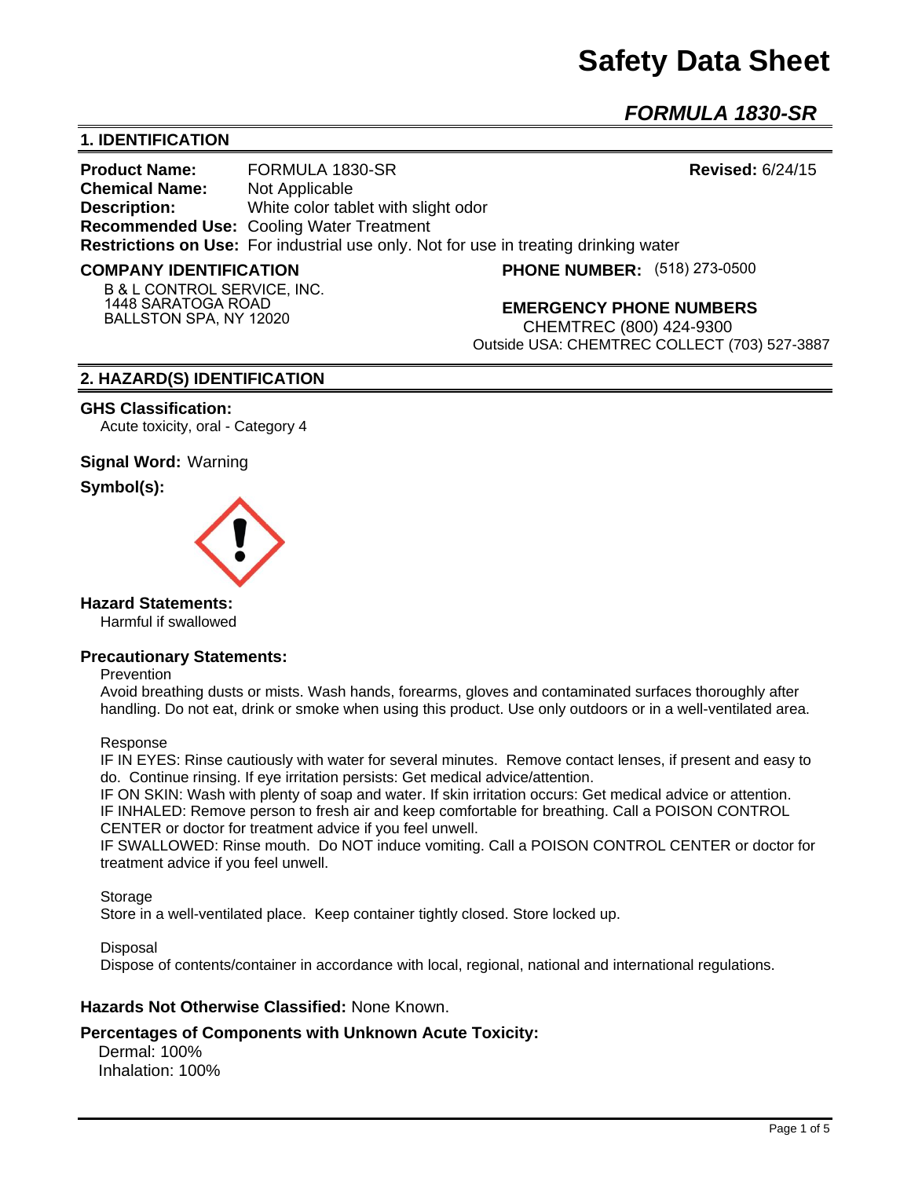# Safety Data Sheet

## *FORMULA 1830-SR*

## 1. IDENTIFICATION

**Product Name:** FORMULA 1830-SR **Revised:** 6/24/15

**Chemical Name:** Not Applicable

**Description:** White color tablet with slight odor

**Recommended Use:** Cooling Water Treatment

**Restrictions on Use:** For industrial use only. Not for use in treating drinking water

**COMPANY IDENTIFICATION**

B & L CONTROL SERVICE, INC.
1448 SARATOGA ROAD
BALLSTON SPA, NY 12020

**PHONE NUMBER:** (518) 273-0500

**EMERGENCY PHONE NUMBERS**

CHEMTREC (800) 424-9300
Outside USA: CHEMTREC COLLECT (703) 527-3887

## 2. HAZARD(S) IDENTIFICATION

**GHS Classification:**

Acute toxicity, oral - Category 4

**Signal Word:** Warning

**Symbol(s):**

**Hazard Statements:**

Harmful if swallowed

**Precautionary Statements:**

Prevention

Avoid breathing dusts or mists. Wash hands, forearms, gloves and contaminated surfaces thoroughly after handling. Do not eat, drink or smoke when using this product. Use only outdoors or in a well-ventilated area.

Response

IF IN EYES: Rinse cautiously with water for several minutes. Remove contact lenses, if present and easy to do. Continue rinsing. If eye irritation persists: Get medical advice/attention.
IF ON SKIN: Wash with plenty of soap and water. If skin irritation occurs: Get medical advice or attention.
IF INHALED: Remove person to fresh air and keep comfortable for breathing. Call a POISON CONTROL CENTER or doctor for treatment advice if you feel unwell.
IF SWALLOWED: Rinse mouth. Do NOT induce vomiting. Call a POISON CONTROL CENTER or doctor for treatment advice if you feel unwell.

Storage

Store in a well-ventilated place. Keep container tightly closed. Store locked up.

Disposal

Dispose of contents/container in accordance with local, regional, national and international regulations.

**Hazards Not Otherwise Classified:** None Known.

**Percentages of Components with Unknown Acute Toxicity:**

Dermal: 100%
Inhalation: 100%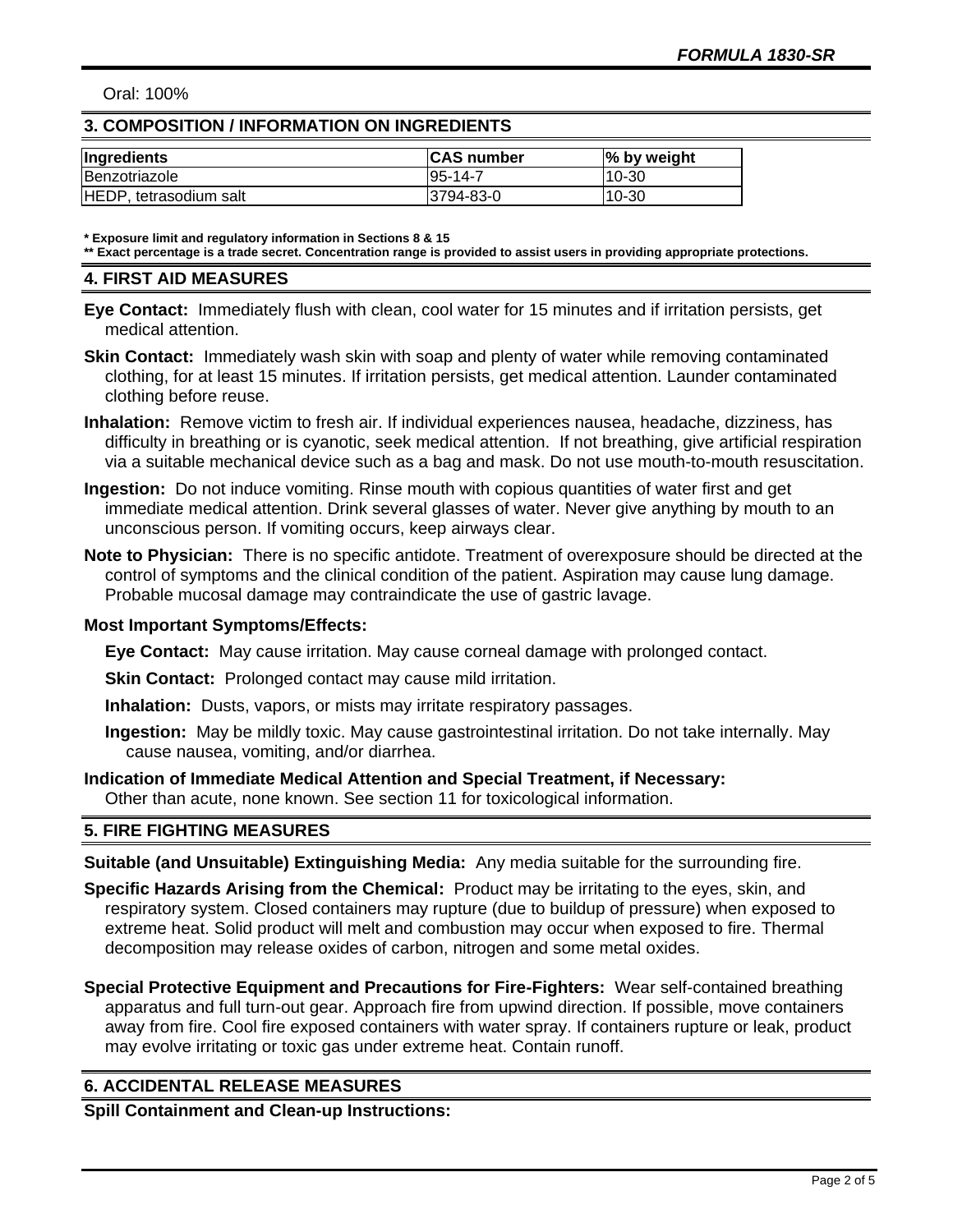Oral: 100%

## 3. COMPOSITION / INFORMATION ON INGREDIENTS

| Ingredients | CAS number | % by weight |
| --- | --- | --- |
| Benzotriazole | 95-14-7 | 10-30 |
| HEDP, tetrasodium salt | 3794-83-0 | 10-30 |

**\* Exposure limit and regulatory information in Sections 8 & 15**
**\*\* Exact percentage is a trade secret. Concentration range is provided to assist users in providing appropriate protections.**

## 4. FIRST AID MEASURES

**Eye Contact:** Immediately flush with clean, cool water for 15 minutes and if irritation persists, get medical attention.

**Skin Contact:** Immediately wash skin with soap and plenty of water while removing contaminated clothing, for at least 15 minutes. If irritation persists, get medical attention. Launder contaminated clothing before reuse.

**Inhalation:** Remove victim to fresh air. If individual experiences nausea, headache, dizziness, has difficulty in breathing or is cyanotic, seek medical attention. If not breathing, give artificial respiration via a suitable mechanical device such as a bag and mask. Do not use mouth-to-mouth resuscitation.

**Ingestion:** Do not induce vomiting. Rinse mouth with copious quantities of water first and get immediate medical attention. Drink several glasses of water. Never give anything by mouth to an unconscious person. If vomiting occurs, keep airways clear.

**Note to Physician:** There is no specific antidote. Treatment of overexposure should be directed at the control of symptoms and the clinical condition of the patient. Aspiration may cause lung damage. Probable mucosal damage may contraindicate the use of gastric lavage.

**Most Important Symptoms/Effects:**

**Eye Contact:** May cause irritation. May cause corneal damage with prolonged contact.

**Skin Contact:** Prolonged contact may cause mild irritation.

**Inhalation:** Dusts, vapors, or mists may irritate respiratory passages.

**Ingestion:** May be mildly toxic. May cause gastrointestinal irritation. Do not take internally. May cause nausea, vomiting, and/or diarrhea.

**Indication of Immediate Medical Attention and Special Treatment, if Necessary:**
Other than acute, none known. See section 11 for toxicological information.

## 5. FIRE FIGHTING MEASURES

**Suitable (and Unsuitable) Extinguishing Media:** Any media suitable for the surrounding fire.

**Specific Hazards Arising from the Chemical:** Product may be irritating to the eyes, skin, and respiratory system. Closed containers may rupture (due to buildup of pressure) when exposed to extreme heat. Solid product will melt and combustion may occur when exposed to fire. Thermal decomposition may release oxides of carbon, nitrogen and some metal oxides.

**Special Protective Equipment and Precautions for Fire-Fighters:** Wear self-contained breathing apparatus and full turn-out gear. Approach fire from upwind direction. If possible, move containers away from fire. Cool fire exposed containers with water spray. If containers rupture or leak, product may evolve irritating or toxic gas under extreme heat. Contain runoff.

## 6. ACCIDENTAL RELEASE MEASURES

**Spill Containment and Clean-up Instructions:**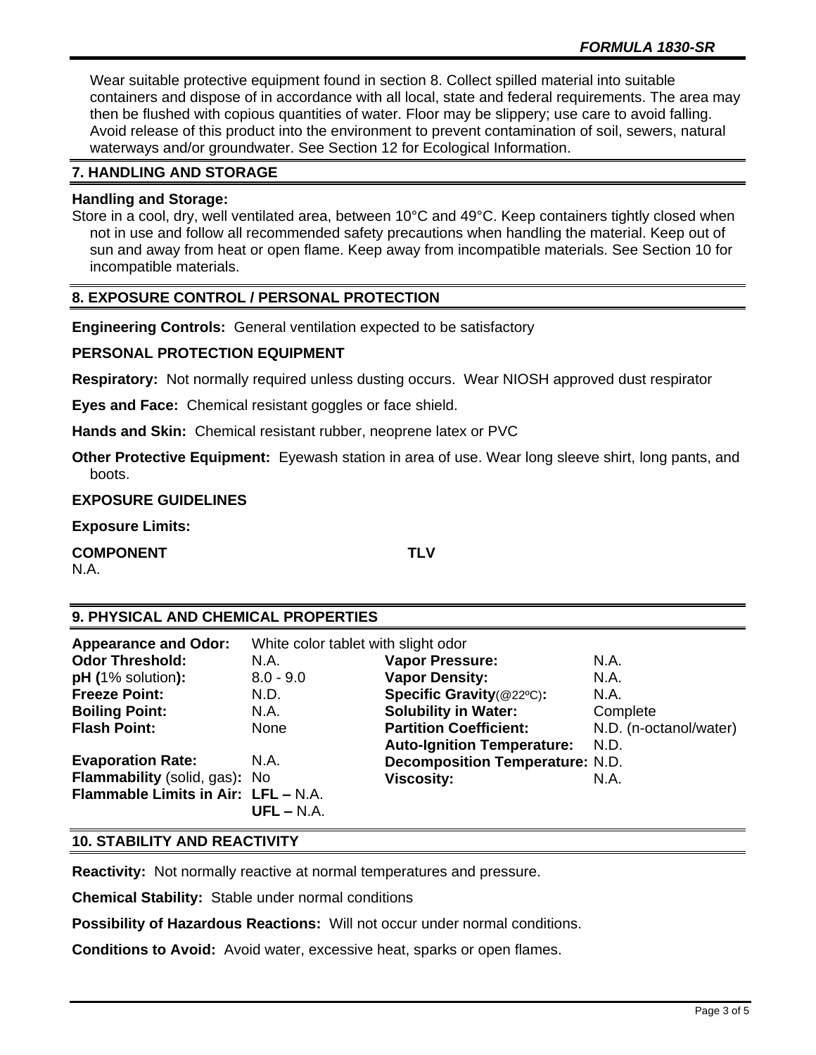Wear suitable protective equipment found in section 8. Collect spilled material into suitable containers and dispose of in accordance with all local, state and federal requirements. The area may then be flushed with copious quantities of water. Floor may be slippery; use care to avoid falling. Avoid release of this product into the environment to prevent contamination of soil, sewers, natural waterways and/or groundwater. See Section 12 for Ecological Information.

## 7. HANDLING AND STORAGE

**Handling and Storage:**

Store in a cool, dry, well ventilated area, between 10°C and 49°C. Keep containers tightly closed when not in use and follow all recommended safety precautions when handling the material. Keep out of sun and away from heat or open flame. Keep away from incompatible materials. See Section 10 for incompatible materials.

## 8. EXPOSURE CONTROL / PERSONAL PROTECTION

**Engineering Controls:** General ventilation expected to be satisfactory

**PERSONAL PROTECTION EQUIPMENT**

**Respiratory:** Not normally required unless dusting occurs. Wear NIOSH approved dust respirator

**Eyes and Face:** Chemical resistant goggles or face shield.

**Hands and Skin:** Chemical resistant rubber, neoprene latex or PVC

**Other Protective Equipment:** Eyewash station in area of use. Wear long sleeve shirt, long pants, and boots.

**EXPOSURE GUIDELINES**

**Exposure Limits:**

| COMPONENT | TLV |
|---|---|
| N.A. | |

## 9. PHYSICAL AND CHEMICAL PROPERTIES

**Appearance and Odor:** White color tablet with slight odor

| | | | |
|---|---|---|---|
| **Odor Threshold:** | N.A. | **Vapor Pressure:** | N.A. |
| **pH (**1% solution**):** | 8.0 - 9.0 | **Vapor Density:** | N.A. |
| **Freeze Point:** | N.D. | **Specific Gravity**(@22ºC)**:** | N.A. |
| **Boiling Point:** | N.A. | **Solubility in Water:** | Complete |
| **Flash Point:** | None | **Partition Coefficient:** | N.D. (n-octanol/water) |
| | | **Auto-Ignition Temperature:** | N.D. |
| **Evaporation Rate:** | N.A. | **Decomposition Temperature:** | N.D. |
| **Flammability** (solid, gas)**:** | No | **Viscosity:** | N.A. |
| **Flammable Limits in Air:** | **LFL –** N.A. **UFL –** N.A. | | |

## 10. STABILITY AND REACTIVITY

**Reactivity:** Not normally reactive at normal temperatures and pressure.

**Chemical Stability:** Stable under normal conditions

**Possibility of Hazardous Reactions:** Will not occur under normal conditions.

**Conditions to Avoid:** Avoid water, excessive heat, sparks or open flames.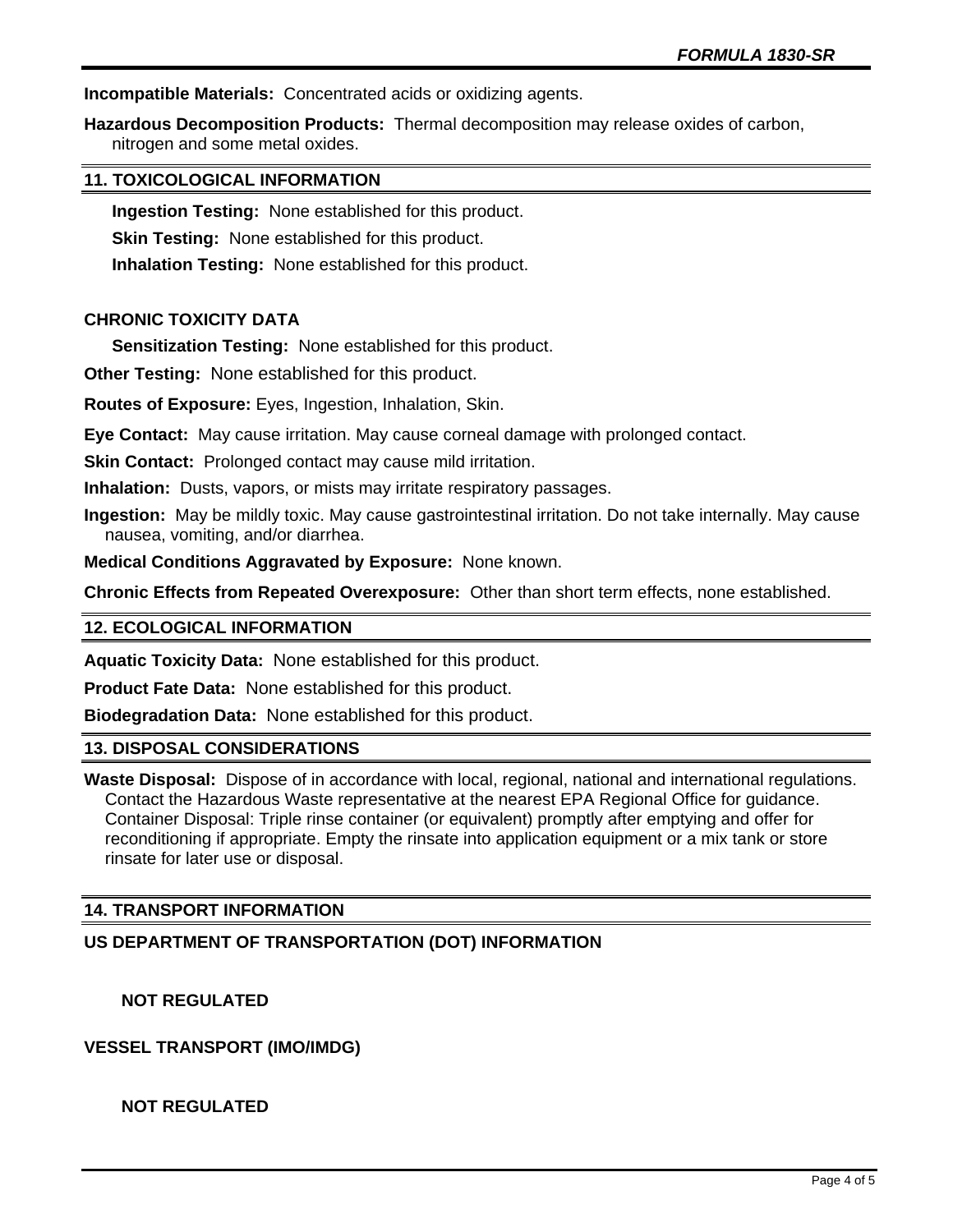**Incompatible Materials:** Concentrated acids or oxidizing agents.

**Hazardous Decomposition Products:** Thermal decomposition may release oxides of carbon, nitrogen and some metal oxides.

## 11. TOXICOLOGICAL INFORMATION

**Ingestion Testing:** None established for this product.

**Skin Testing:** None established for this product.

**Inhalation Testing:** None established for this product.

### CHRONIC TOXICITY DATA

**Sensitization Testing:** None established for this product.

**Other Testing:** None established for this product.

**Routes of Exposure:** Eyes, Ingestion, Inhalation, Skin.

**Eye Contact:** May cause irritation. May cause corneal damage with prolonged contact.

**Skin Contact:** Prolonged contact may cause mild irritation.

**Inhalation:** Dusts, vapors, or mists may irritate respiratory passages.

**Ingestion:** May be mildly toxic. May cause gastrointestinal irritation. Do not take internally. May cause nausea, vomiting, and/or diarrhea.

**Medical Conditions Aggravated by Exposure:** None known.

**Chronic Effects from Repeated Overexposure:** Other than short term effects, none established.

## 12. ECOLOGICAL INFORMATION

**Aquatic Toxicity Data:** None established for this product.

**Product Fate Data:** None established for this product.

**Biodegradation Data:** None established for this product.

## 13. DISPOSAL CONSIDERATIONS

**Waste Disposal:** Dispose of in accordance with local, regional, national and international regulations. Contact the Hazardous Waste representative at the nearest EPA Regional Office for guidance. Container Disposal: Triple rinse container (or equivalent) promptly after emptying and offer for reconditioning if appropriate. Empty the rinsate into application equipment or a mix tank or store rinsate for later use or disposal.

## 14. TRANSPORT INFORMATION

### US DEPARTMENT OF TRANSPORTATION (DOT) INFORMATION

**NOT REGULATED**

### VESSEL TRANSPORT (IMO/IMDG)

**NOT REGULATED**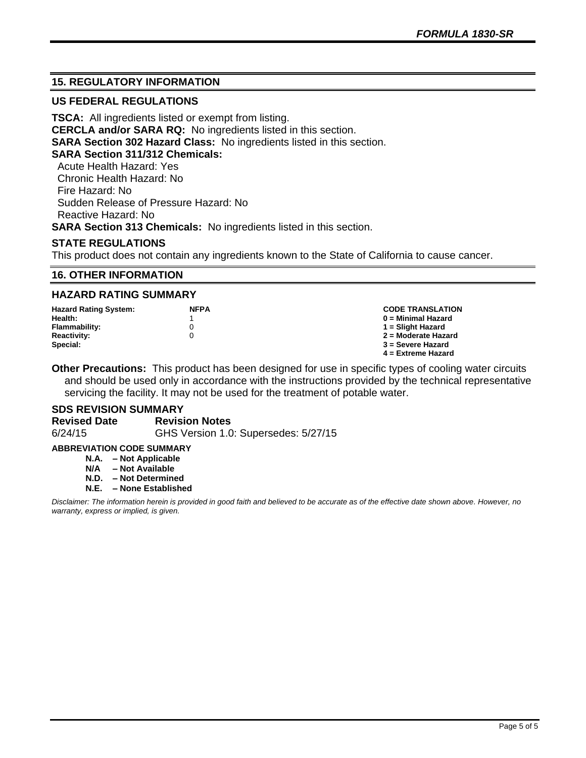## 15. REGULATORY INFORMATION

### US FEDERAL REGULATIONS

**TSCA:** All ingredients listed or exempt from listing.
**CERCLA and/or SARA RQ:** No ingredients listed in this section.
**SARA Section 302 Hazard Class:** No ingredients listed in this section.
**SARA Section 311/312 Chemicals:**
Acute Health Hazard: Yes
Chronic Health Hazard: No
Fire Hazard: No
Sudden Release of Pressure Hazard: No
Reactive Hazard: No
**SARA Section 313 Chemicals:** No ingredients listed in this section.

### STATE REGULATIONS

This product does not contain any ingredients known to the State of California to cause cancer.

## 16. OTHER INFORMATION

### HAZARD RATING SUMMARY

| Hazard Rating System: | NFPA | CODE TRANSLATION |
|---|---|---|
| Health: | 1 | 0 = Minimal Hazard |
| Flammability: | 0 | 1 = Slight Hazard |
| Reactivity: | 0 | 2 = Moderate Hazard |
| Special: | | 3 = Severe Hazard |
| | | 4 = Extreme Hazard |

**Other Precautions:** This product has been designed for use in specific types of cooling water circuits and should be used only in accordance with the instructions provided by the technical representative servicing the facility. It may not be used for the treatment of potable water.

### SDS REVISION SUMMARY

| Revised Date | Revision Notes |
|---|---|
| 6/24/15 | GHS Version 1.0: Supersedes: 5/27/15 |

**ABBREVIATION CODE SUMMARY**

- **N.A. – Not Applicable**
- **N/A – Not Available**
- **N.D. – Not Determined**
- **N.E. – None Established**

*Disclaimer: The information herein is provided in good faith and believed to be accurate as of the effective date shown above. However, no warranty, express or implied, is given.*